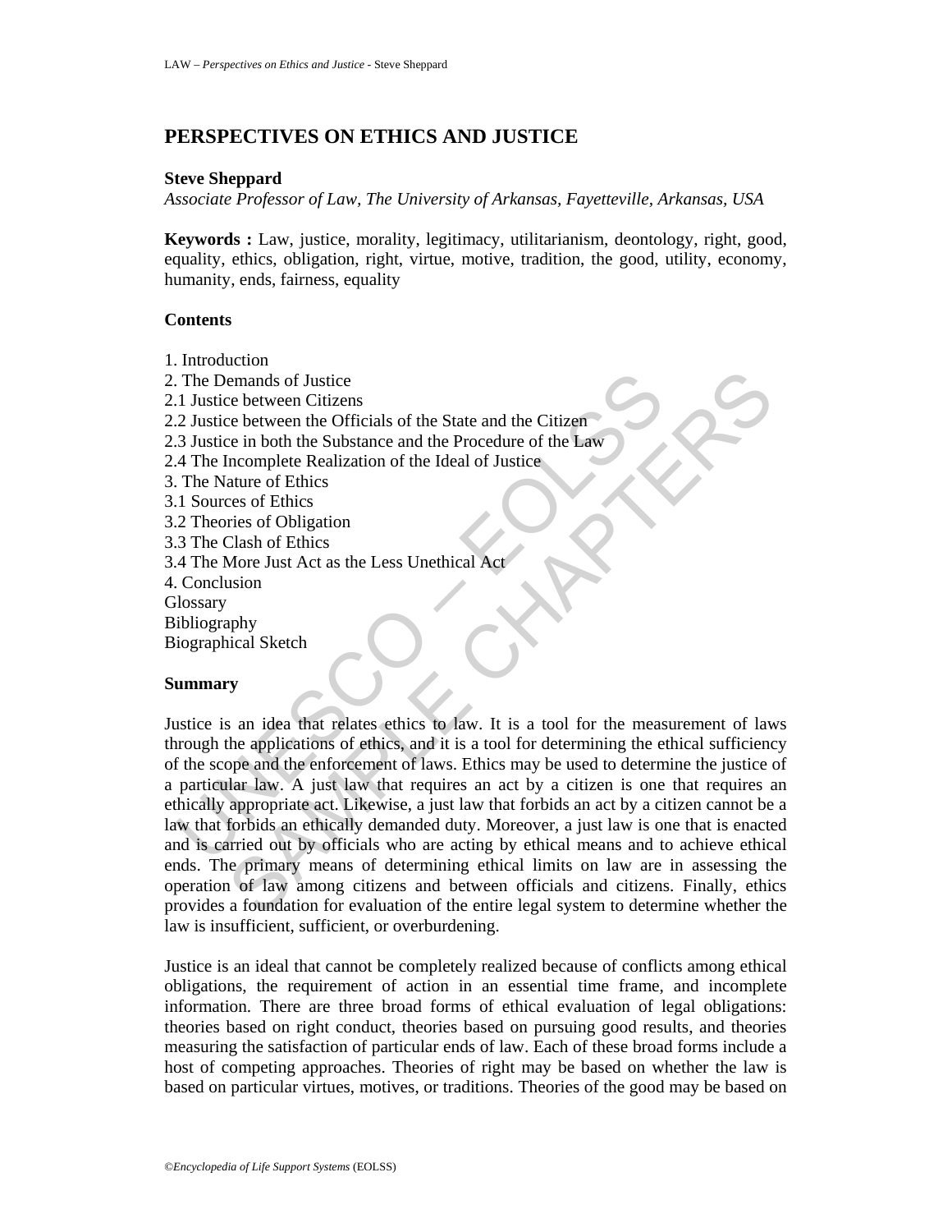# PERSPECTIVES ON ETHICS AND JUSTICE

**Steve Sheppard**
*Associate Professor of Law, The University of Arkansas, Fayetteville, Arkansas, USA*

**Keywords :** Law, justice, morality, legitimacy, utilitarianism, deontology, right, good, equality, ethics, obligation, right, virtue, motive, tradition, the good, utility, economy, humanity, ends, fairness, equality

**Contents**

1. Introduction
2. The Demands of Justice
2.1 Justice between Citizens
2.2 Justice between the Officials of the State and the Citizen
2.3 Justice in both the Substance and the Procedure of the Law
2.4 The Incomplete Realization of the Ideal of Justice
3. The Nature of Ethics
3.1 Sources of Ethics
3.2 Theories of Obligation
3.3 The Clash of Ethics
3.4 The More Just Act as the Less Unethical Act
4. Conclusion
Glossary
Bibliography
Biographical Sketch

**Summary**

Justice is an idea that relates ethics to law. It is a tool for the measurement of laws through the applications of ethics, and it is a tool for determining the ethical sufficiency of the scope and the enforcement of laws. Ethics may be used to determine the justice of a particular law. A just law that requires an act by a citizen is one that requires an ethically appropriate act. Likewise, a just law that forbids an act by a citizen cannot be a law that forbids an ethically demanded duty. Moreover, a just law is one that is enacted and is carried out by officials who are acting by ethical means and to achieve ethical ends. The primary means of determining ethical limits on law are in assessing the operation of law among citizens and between officials and citizens. Finally, ethics provides a foundation for evaluation of the entire legal system to determine whether the law is insufficient, sufficient, or overburdening.

Justice is an ideal that cannot be completely realized because of conflicts among ethical obligations, the requirement of action in an essential time frame, and incomplete information. There are three broad forms of ethical evaluation of legal obligations: theories based on right conduct, theories based on pursuing good results, and theories measuring the satisfaction of particular ends of law. Each of these broad forms include a host of competing approaches. Theories of right may be based on whether the law is based on particular virtues, motives, or traditions. Theories of the good may be based on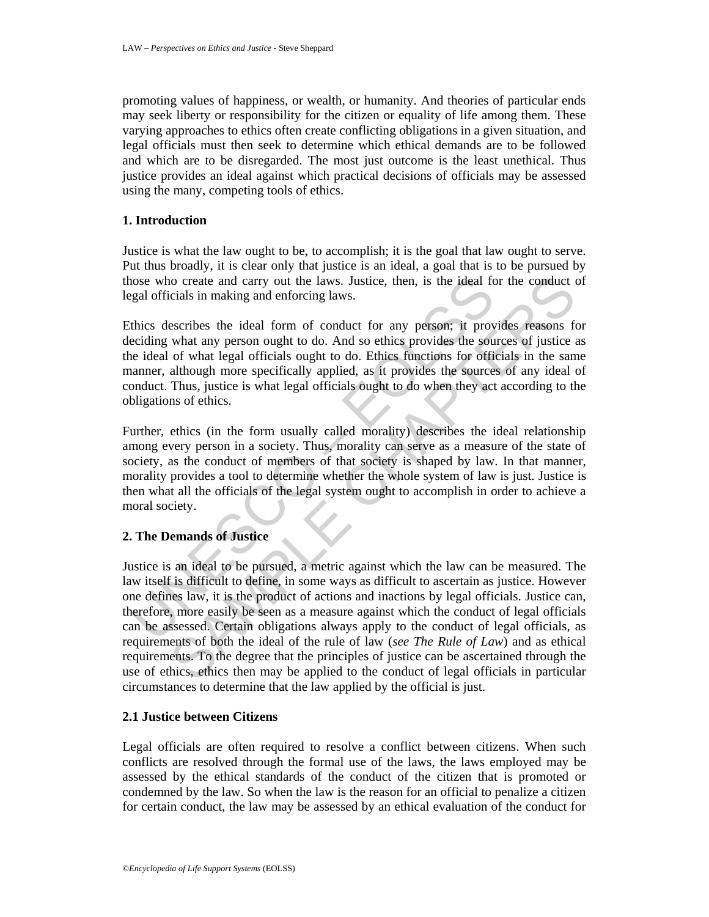promoting values of happiness, or wealth, or humanity. And theories of particular ends may seek liberty or responsibility for the citizen or equality of life among them. These varying approaches to ethics often create conflicting obligations in a given situation, and legal officials must then seek to determine which ethical demands are to be followed and which are to be disregarded. The most just outcome is the least unethical. Thus justice provides an ideal against which practical decisions of officials may be assessed using the many, competing tools of ethics.

## 1. Introduction

Justice is what the law ought to be, to accomplish; it is the goal that law ought to serve. Put thus broadly, it is clear only that justice is an ideal, a goal that is to be pursued by those who create and carry out the laws. Justice, then, is the ideal for the conduct of legal officials in making and enforcing laws.

Ethics describes the ideal form of conduct for any person; it provides reasons for deciding what any person ought to do. And so ethics provides the sources of justice as the ideal of what legal officials ought to do. Ethics functions for officials in the same manner, although more specifically applied, as it provides the sources of any ideal of conduct. Thus, justice is what legal officials ought to do when they act according to the obligations of ethics.

Further, ethics (in the form usually called morality) describes the ideal relationship among every person in a society. Thus, morality can serve as a measure of the state of society, as the conduct of members of that society is shaped by law. In that manner, morality provides a tool to determine whether the whole system of law is just. Justice is then what all the officials of the legal system ought to accomplish in order to achieve a moral society.

## 2. The Demands of Justice

Justice is an ideal to be pursued, a metric against which the law can be measured. The law itself is difficult to define, in some ways as difficult to ascertain as justice. However one defines law, it is the product of actions and inactions by legal officials. Justice can, therefore, more easily be seen as a measure against which the conduct of legal officials can be assessed. Certain obligations always apply to the conduct of legal officials, as requirements of both the ideal of the rule of law (*see The Rule of Law*) and as ethical requirements. To the degree that the principles of justice can be ascertained through the use of ethics, ethics then may be applied to the conduct of legal officials in particular circumstances to determine that the law applied by the official is just.

### 2.1 Justice between Citizens

Legal officials are often required to resolve a conflict between citizens. When such conflicts are resolved through the formal use of the laws, the laws employed may be assessed by the ethical standards of the conduct of the citizen that is promoted or condemned by the law. So when the law is the reason for an official to penalize a citizen for certain conduct, the law may be assessed by an ethical evaluation of the conduct for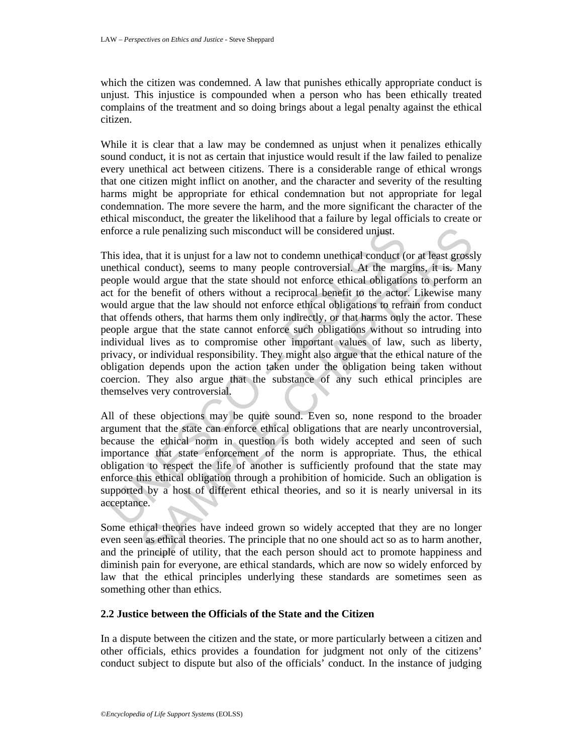which the citizen was condemned. A law that punishes ethically appropriate conduct is unjust. This injustice is compounded when a person who has been ethically treated complains of the treatment and so doing brings about a legal penalty against the ethical citizen.

While it is clear that a law may be condemned as unjust when it penalizes ethically sound conduct, it is not as certain that injustice would result if the law failed to penalize every unethical act between citizens. There is a considerable range of ethical wrongs that one citizen might inflict on another, and the character and severity of the resulting harms might be appropriate for ethical condemnation but not appropriate for legal condemnation. The more severe the harm, and the more significant the character of the ethical misconduct, the greater the likelihood that a failure by legal officials to create or enforce a rule penalizing such misconduct will be considered unjust.

This idea, that it is unjust for a law not to condemn unethical conduct (or at least grossly unethical conduct), seems to many people controversial. At the margins, it is. Many people would argue that the state should not enforce ethical obligations to perform an act for the benefit of others without a reciprocal benefit to the actor. Likewise many would argue that the law should not enforce ethical obligations to refrain from conduct that offends others, that harms them only indirectly, or that harms only the actor. These people argue that the state cannot enforce such obligations without so intruding into individual lives as to compromise other important values of law, such as liberty, privacy, or individual responsibility. They might also argue that the ethical nature of the obligation depends upon the action taken under the obligation being taken without coercion. They also argue that the substance of any such ethical principles are themselves very controversial.

All of these objections may be quite sound. Even so, none respond to the broader argument that the state can enforce ethical obligations that are nearly uncontroversial, because the ethical norm in question is both widely accepted and seen of such importance that state enforcement of the norm is appropriate. Thus, the ethical obligation to respect the life of another is sufficiently profound that the state may enforce this ethical obligation through a prohibition of homicide. Such an obligation is supported by a host of different ethical theories, and so it is nearly universal in its acceptance.

Some ethical theories have indeed grown so widely accepted that they are no longer even seen as ethical theories. The principle that no one should act so as to harm another, and the principle of utility, that the each person should act to promote happiness and diminish pain for everyone, are ethical standards, which are now so widely enforced by law that the ethical principles underlying these standards are sometimes seen as something other than ethics.

### 2.2 Justice between the Officials of the State and the Citizen

In a dispute between the citizen and the state, or more particularly between a citizen and other officials, ethics provides a foundation for judgment not only of the citizens' conduct subject to dispute but also of the officials' conduct. In the instance of judging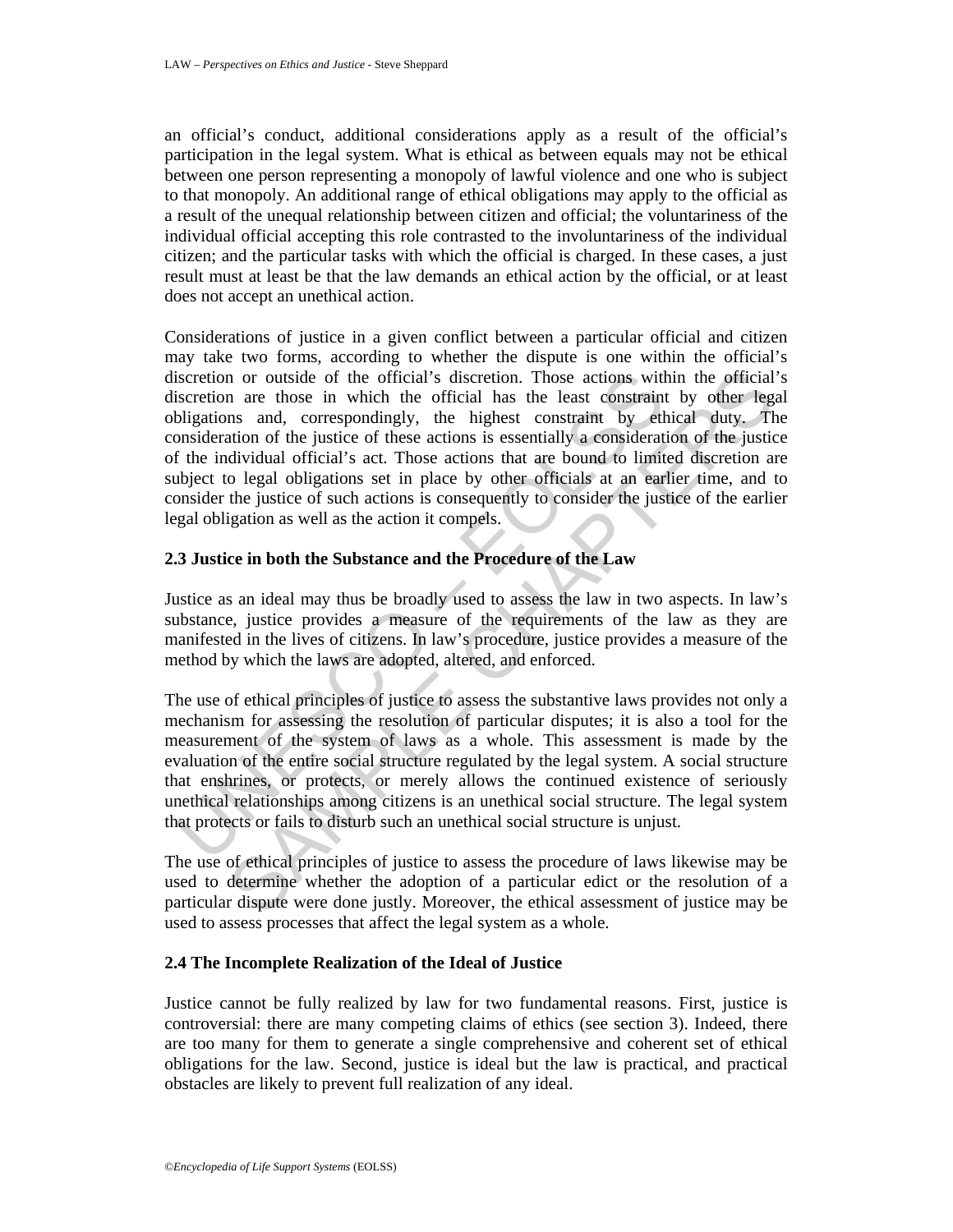an official's conduct, additional considerations apply as a result of the official's participation in the legal system. What is ethical as between equals may not be ethical between one person representing a monopoly of lawful violence and one who is subject to that monopoly. An additional range of ethical obligations may apply to the official as a result of the unequal relationship between citizen and official; the voluntariness of the individual official accepting this role contrasted to the involuntariness of the individual citizen; and the particular tasks with which the official is charged. In these cases, a just result must at least be that the law demands an ethical action by the official, or at least does not accept an unethical action.

Considerations of justice in a given conflict between a particular official and citizen may take two forms, according to whether the dispute is one within the official's discretion or outside of the official's discretion. Those actions within the official's discretion are those in which the official has the least constraint by other legal obligations and, correspondingly, the highest constraint by ethical duty. The consideration of the justice of these actions is essentially a consideration of the justice of the individual official's act. Those actions that are bound to limited discretion are subject to legal obligations set in place by other officials at an earlier time, and to consider the justice of such actions is consequently to consider the justice of the earlier legal obligation as well as the action it compels.

### 2.3 Justice in both the Substance and the Procedure of the Law

Justice as an ideal may thus be broadly used to assess the law in two aspects. In law's substance, justice provides a measure of the requirements of the law as they are manifested in the lives of citizens. In law's procedure, justice provides a measure of the method by which the laws are adopted, altered, and enforced.

The use of ethical principles of justice to assess the substantive laws provides not only a mechanism for assessing the resolution of particular disputes; it is also a tool for the measurement of the system of laws as a whole. This assessment is made by the evaluation of the entire social structure regulated by the legal system. A social structure that enshrines, or protects, or merely allows the continued existence of seriously unethical relationships among citizens is an unethical social structure. The legal system that protects or fails to disturb such an unethical social structure is unjust.

The use of ethical principles of justice to assess the procedure of laws likewise may be used to determine whether the adoption of a particular edict or the resolution of a particular dispute were done justly. Moreover, the ethical assessment of justice may be used to assess processes that affect the legal system as a whole.

### 2.4 The Incomplete Realization of the Ideal of Justice

Justice cannot be fully realized by law for two fundamental reasons. First, justice is controversial: there are many competing claims of ethics (see section 3). Indeed, there are too many for them to generate a single comprehensive and coherent set of ethical obligations for the law. Second, justice is ideal but the law is practical, and practical obstacles are likely to prevent full realization of any ideal.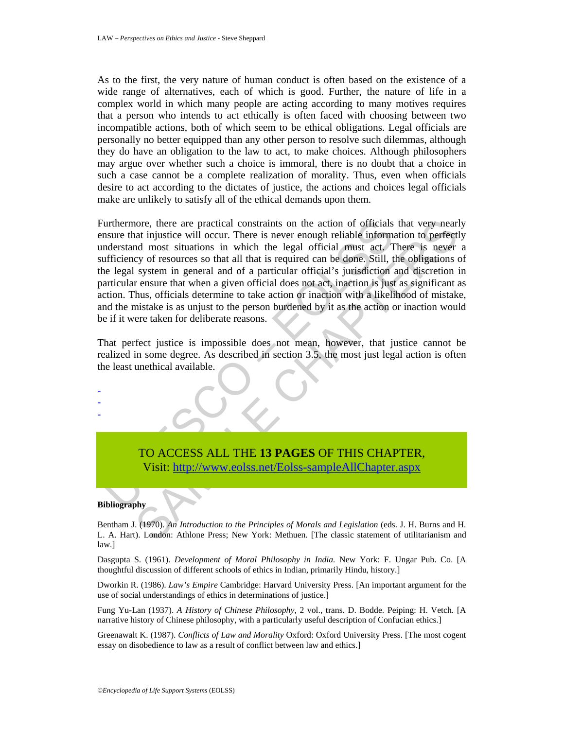As to the first, the very nature of human conduct is often based on the existence of a wide range of alternatives, each of which is good. Further, the nature of life in a complex world in which many people are acting according to many motives requires that a person who intends to act ethically is often faced with choosing between two incompatible actions, both of which seem to be ethical obligations. Legal officials are personally no better equipped than any other person to resolve such dilemmas, although they do have an obligation to the law to act, to make choices. Although philosophers may argue over whether such a choice is immoral, there is no doubt that a choice in such a case cannot be a complete realization of morality. Thus, even when officials desire to act according to the dictates of justice, the actions and choices legal officials make are unlikely to satisfy all of the ethical demands upon them.

Furthermore, there are practical constraints on the action of officials that very nearly ensure that injustice will occur. There is never enough reliable information to perfectly understand most situations in which the legal official must act. There is never a sufficiency of resources so that all that is required can be done. Still, the obligations of the legal system in general and of a particular official's jurisdiction and discretion in particular ensure that when a given official does not act, inaction is just as significant as action. Thus, officials determine to take action or inaction with a likelihood of mistake, and the mistake is as unjust to the person burdened by it as the action or inaction would be if it were taken for deliberate reasons.

That perfect justice is impossible does not mean, however, that justice cannot be realized in some degree. As described in section 3.5, the most just legal action is often the least unethical available.

-
-
-

TO ACCESS ALL THE **13 PAGES** OF THIS CHAPTER,
Visit: http://www.eolss.net/Eolss-sampleAllChapter.aspx

**Bibliography**

Bentham J. (1970). *An Introduction to the Principles of Morals and Legislation* (eds. J. H. Burns and H. L. A. Hart). London: Athlone Press; New York: Methuen. [The classic statement of utilitarianism and law.]

Dasgupta S. (1961). *Development of Moral Philosophy in India.* New York: F. Ungar Pub. Co. [A thoughtful discussion of different schools of ethics in Indian, primarily Hindu, history.]

Dworkin R. (1986). *Law's Empire* Cambridge: Harvard University Press. [An important argument for the use of social understandings of ethics in determinations of justice.]

Fung Yu-Lan (1937). *A History of Chinese Philosophy*, 2 vol., trans. D. Bodde. Peiping: H. Vetch. [A narrative history of Chinese philosophy, with a particularly useful description of Confucian ethics.]

Greenawalt K. (1987). *Conflicts of Law and Morality* Oxford: Oxford University Press. [The most cogent essay on disobedience to law as a result of conflict between law and ethics.]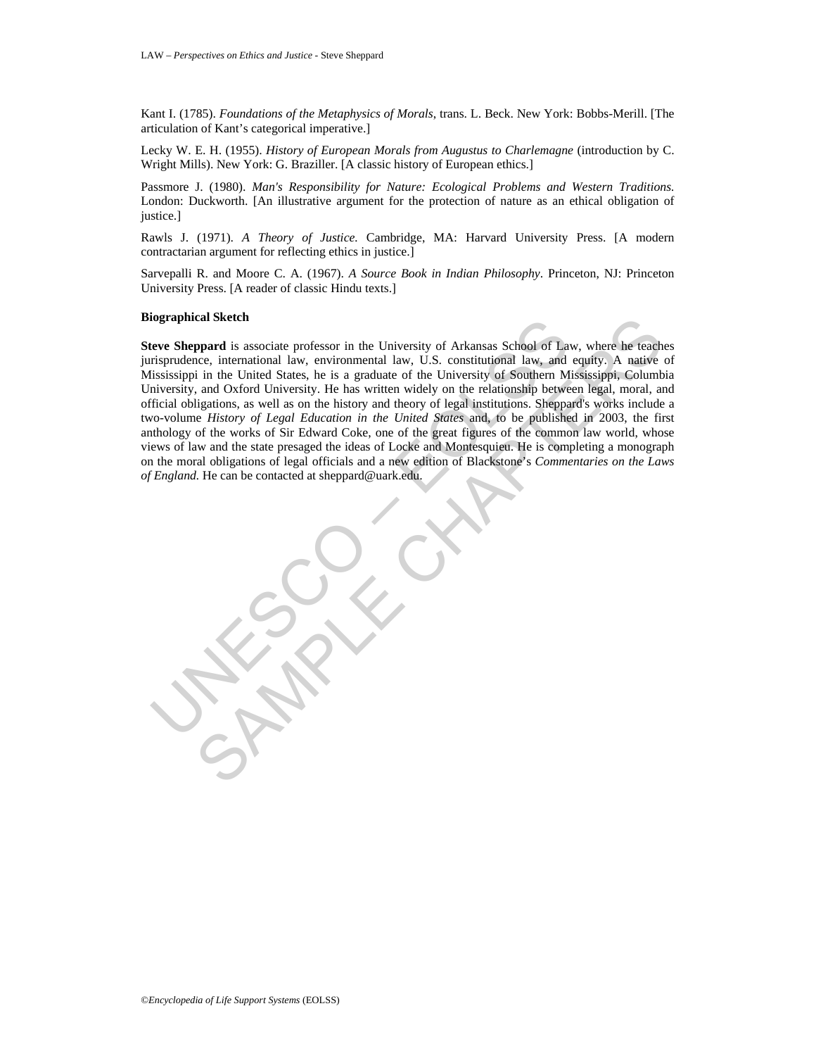Kant I. (1785). *Foundations of the Metaphysics of Morals*, trans. L. Beck. New York: Bobbs-Merill. [The articulation of Kant's categorical imperative.]

Lecky W. E. H. (1955). *History of European Morals from Augustus to Charlemagne* (introduction by C. Wright Mills). New York: G. Braziller. [A classic history of European ethics.]

Passmore J. (1980). *Man's Responsibility for Nature: Ecological Problems and Western Traditions.* London: Duckworth. [An illustrative argument for the protection of nature as an ethical obligation of justice.]

Rawls J. (1971). *A Theory of Justice.* Cambridge, MA: Harvard University Press. [A modern contractarian argument for reflecting ethics in justice.]

Sarvepalli R. and Moore C. A. (1967). *A Source Book in Indian Philosophy*. Princeton, NJ: Princeton University Press. [A reader of classic Hindu texts.]

**Biographical Sketch**

**Steve Sheppard** is associate professor in the University of Arkansas School of Law, where he teaches jurisprudence, international law, environmental law, U.S. constitutional law, and equity. A native of Mississippi in the United States, he is a graduate of the University of Southern Mississippi, Columbia University, and Oxford University. He has written widely on the relationship between legal, moral, and official obligations, as well as on the history and theory of legal institutions. Sheppard's works include a two-volume *History of Legal Education in the United States* and, to be published in 2003, the first anthology of the works of Sir Edward Coke, one of the great figures of the common law world, whose views of law and the state presaged the ideas of Locke and Montesquieu. He is completing a monograph on the moral obligations of legal officials and a new edition of Blackstone's *Commentaries on the Laws of England.* He can be contacted at sheppard@uark.edu.